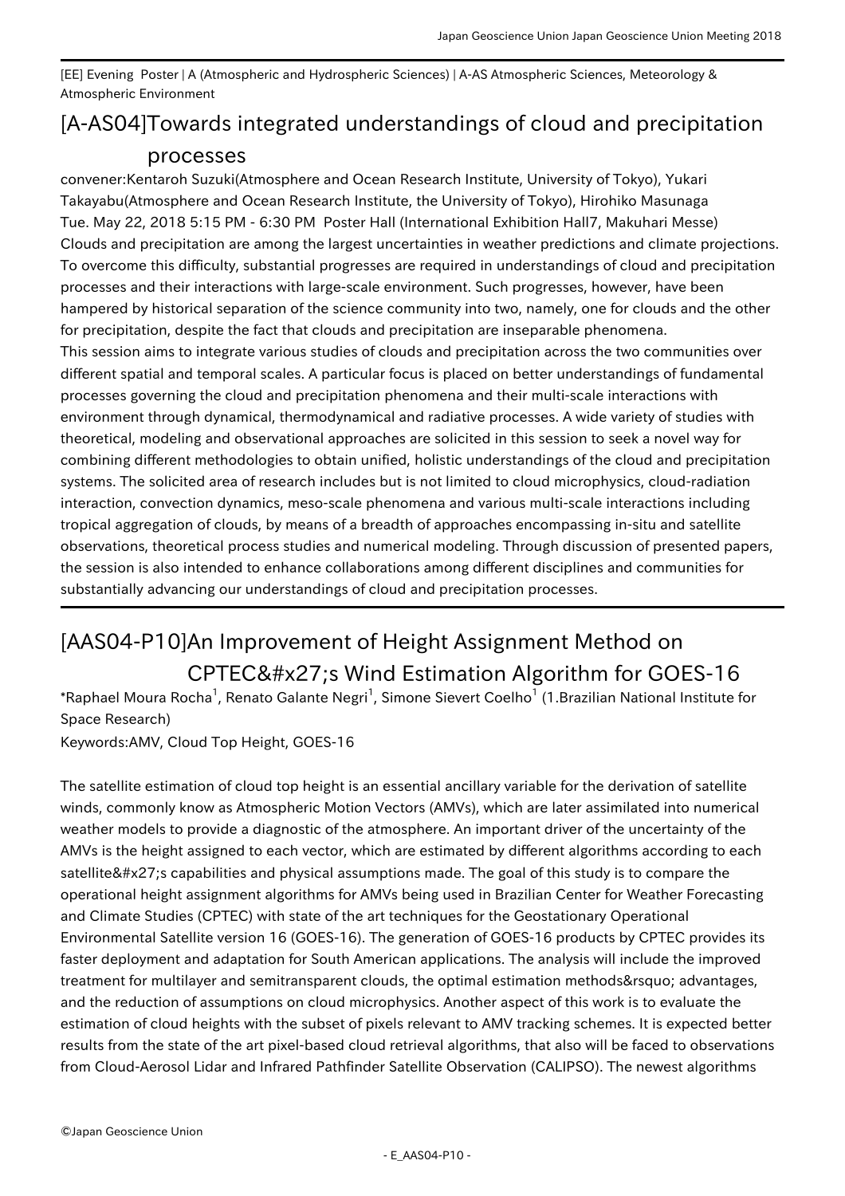[EE] Evening Poster | A (Atmospheric and Hydrospheric Sciences) | A-AS Atmospheric Sciences, Meteorology & Atmospheric Environment

# [A-AS04]Towards integrated understandings of cloud and precipitation processes

convener:Kentaroh Suzuki(Atmosphere and Ocean Research Institute, University of Tokyo), Yukari Takayabu(Atmosphere and Ocean Research Institute, the University of Tokyo), Hirohiko Masunaga

Tue. May 22, 2018 5:15 PM - 6:30 PM Poster Hall (International Exhibition Hall7, Makuhari Messe)

Clouds and precipitation are among the largest uncertainties in weather predictions and climate projections. To overcome this difficulty, substantial progresses are required in understandings of cloud and precipitation processes and their interactions with large-scale environment. Such progresses, however, have been hampered by historical separation of the science community into two, namely, one for clouds and the other for precipitation, despite the fact that clouds and precipitation are inseparable phenomena.

This session aims to integrate various studies of clouds and precipitation across the two communities over different spatial and temporal scales. A particular focus is placed on better understandings of fundamental processes governing the cloud and precipitation phenomena and their multi-scale interactions with environment through dynamical, thermodynamical and radiative processes. A wide variety of studies with theoretical, modeling and observational approaches are solicited in this session to seek a novel way for combining different methodologies to obtain unified, holistic understandings of the cloud and precipitation systems. The solicited area of research includes but is not limited to cloud microphysics, cloud-radiation interaction, convection dynamics, meso-scale phenomena and various multi-scale interactions including tropical aggregation of clouds, by means of a breadth of approaches encompassing in-situ and satellite observations, theoretical process studies and numerical modeling. Through discussion of presented papers, the session is also intended to enhance collaborations among different disciplines and communities for substantially advancing our understandings of cloud and precipitation processes.

## [AAS04-P10]An Improvement of Height Assignment Method on CPTEC&#x27;s Wind Estimation Algorithm for GOES-16

*Raphael Moura Rocha[1], Renato Galante Negri[1], Simone Sievert Coelho[1] (1.Brazilian National Institute for Space Research)

Keywords:AMV, Cloud Top Height, GOES-16

The satellite estimation of cloud top height is an essential ancillary variable for the derivation of satellite winds, commonly know as Atmospheric Motion Vectors (AMVs), which are later assimilated into numerical weather models to provide a diagnostic of the atmosphere. An important driver of the uncertainty of the AMVs is the height assigned to each vector, which are estimated by different algorithms according to each satellite&#x27;s capabilities and physical assumptions made. The goal of this study is to compare the operational height assignment algorithms for AMVs being used in Brazilian Center for Weather Forecasting and Climate Studies (CPTEC) with state of the art techniques for the Geostationary Operational Environmental Satellite version 16 (GOES-16). The generation of GOES-16 products by CPTEC provides its faster deployment and adaptation for South American applications. The analysis will include the improved treatment for multilayer and semitransparent clouds, the optimal estimation methods&rsquo; advantages, and the reduction of assumptions on cloud microphysics. Another aspect of this work is to evaluate the estimation of cloud heights with the subset of pixels relevant to AMV tracking schemes. It is expected better results from the state of the art pixel-based cloud retrieval algorithms, that also will be faced to observations from Cloud-Aerosol Lidar and Infrared Pathfinder Satellite Observation (CALIPSO). The newest algorithms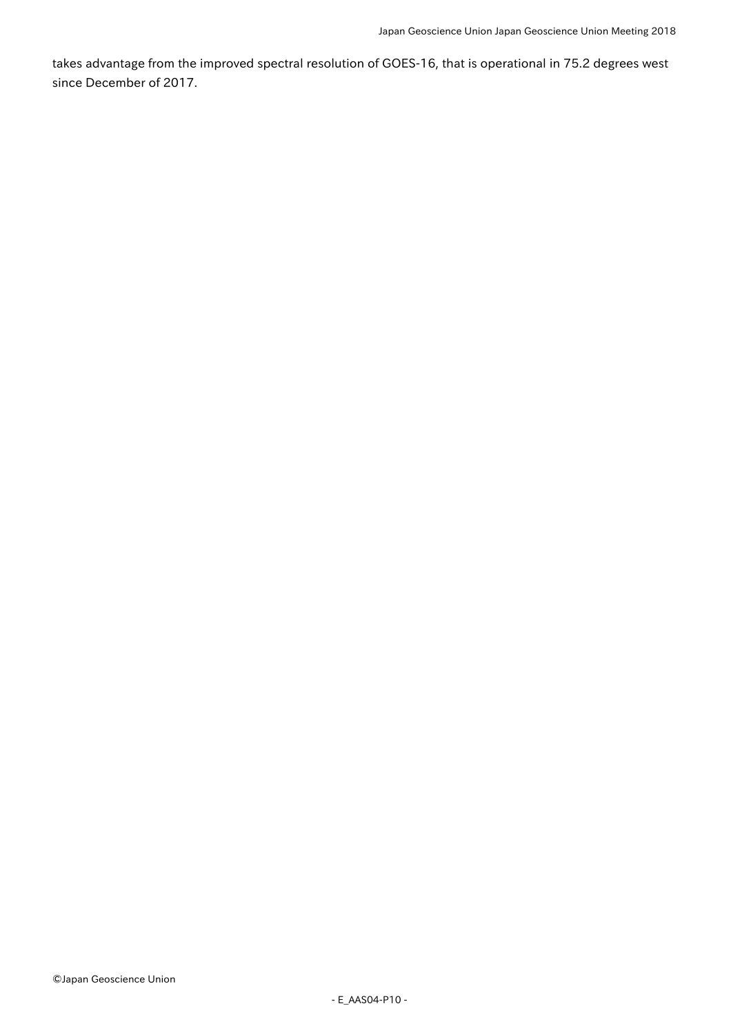takes advantage from the improved spectral resolution of GOES-16, that is operational in 75.2 degrees west since December of 2017.